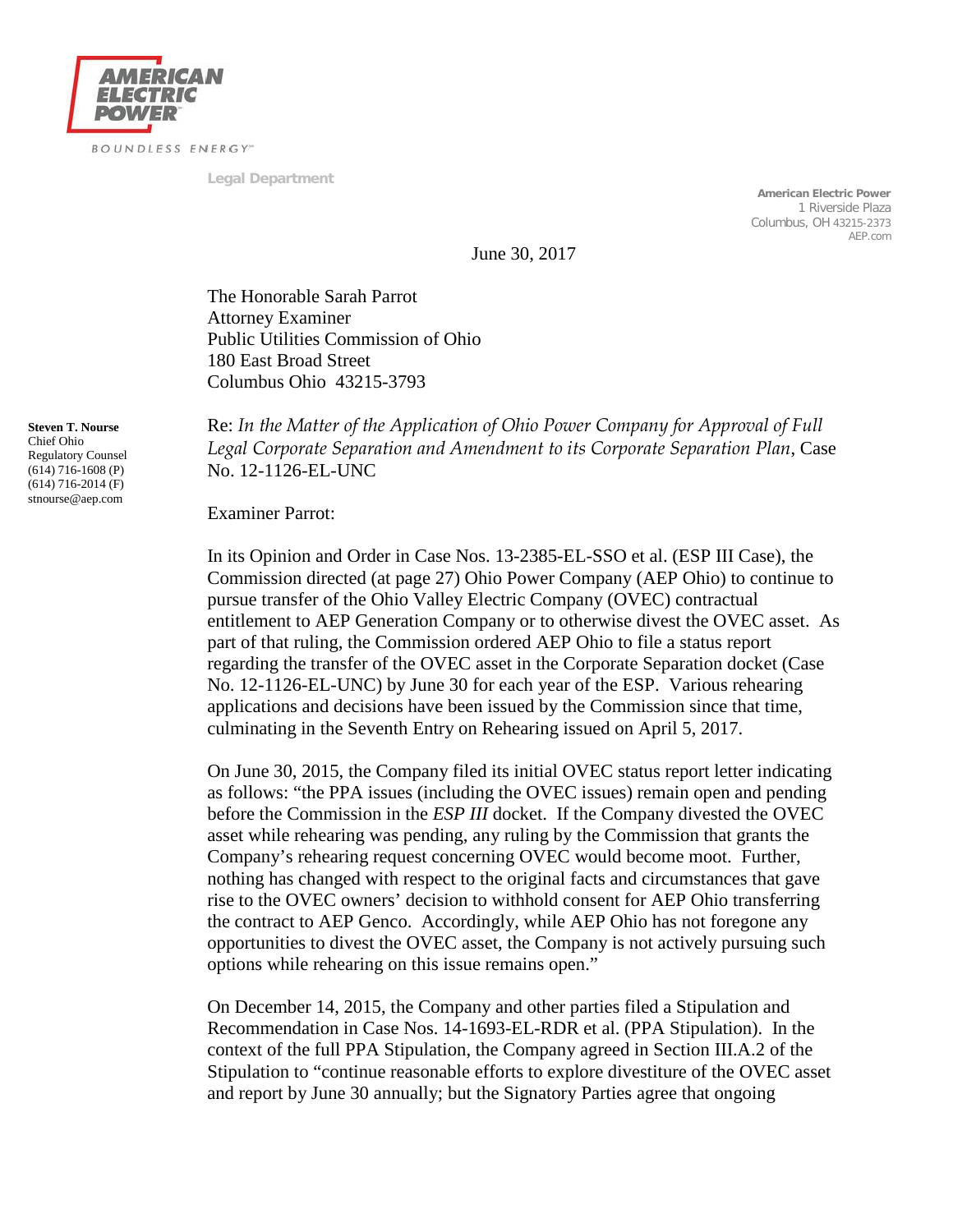**AMERICAN ELECTRIC POWER**

BOUNDLESS ENERGY℠

Legal Department

**American Electric Power**
1 Riverside Plaza
Columbus, OH 43215-2373
AEP.com

June 30, 2017

The Honorable Sarah Parrot
Attorney Examiner
Public Utilities Commission of Ohio
180 East Broad Street
Columbus Ohio 43215-3793

**Steven T. Nourse**
Chief Ohio
Regulatory Counsel
(614) 716-1608 (P)
(614) 716-2014 (F)
stnourse@aep.com

Re: *In the Matter of the Application of Ohio Power Company for Approval of Full Legal Corporate Separation and Amendment to its Corporate Separation Plan*, Case No. 12-1126-EL-UNC

Examiner Parrot:

In its Opinion and Order in Case Nos. 13-2385-EL-SSO et al. (ESP III Case), the Commission directed (at page 27) Ohio Power Company (AEP Ohio) to continue to pursue transfer of the Ohio Valley Electric Company (OVEC) contractual entitlement to AEP Generation Company or to otherwise divest the OVEC asset. As part of that ruling, the Commission ordered AEP Ohio to file a status report regarding the transfer of the OVEC asset in the Corporate Separation docket (Case No. 12-1126-EL-UNC) by June 30 for each year of the ESP. Various rehearing applications and decisions have been issued by the Commission since that time, culminating in the Seventh Entry on Rehearing issued on April 5, 2017.

On June 30, 2015, the Company filed its initial OVEC status report letter indicating as follows: "the PPA issues (including the OVEC issues) remain open and pending before the Commission in the *ESP III* docket. If the Company divested the OVEC asset while rehearing was pending, any ruling by the Commission that grants the Company's rehearing request concerning OVEC would become moot. Further, nothing has changed with respect to the original facts and circumstances that gave rise to the OVEC owners' decision to withhold consent for AEP Ohio transferring the contract to AEP Genco. Accordingly, while AEP Ohio has not foregone any opportunities to divest the OVEC asset, the Company is not actively pursuing such options while rehearing on this issue remains open."

On December 14, 2015, the Company and other parties filed a Stipulation and Recommendation in Case Nos. 14-1693-EL-RDR et al. (PPA Stipulation). In the context of the full PPA Stipulation, the Company agreed in Section III.A.2 of the Stipulation to "continue reasonable efforts to explore divestiture of the OVEC asset and report by June 30 annually; but the Signatory Parties agree that ongoing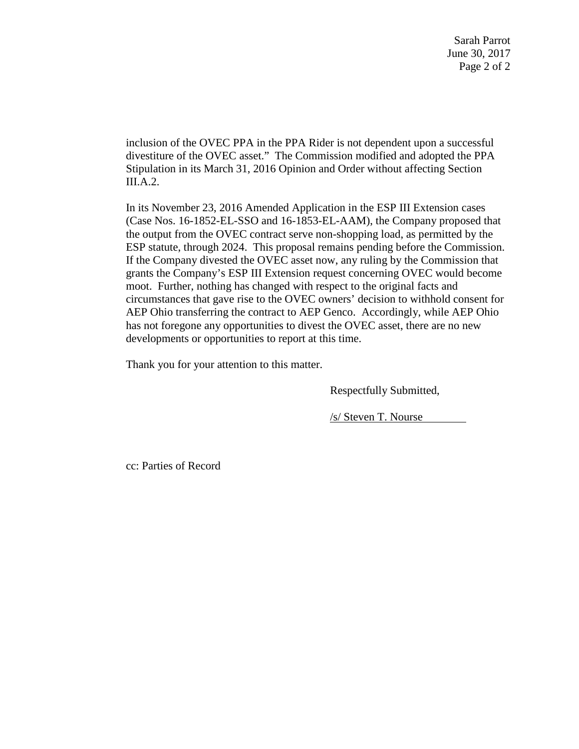inclusion of the OVEC PPA in the PPA Rider is not dependent upon a successful divestiture of the OVEC asset." The Commission modified and adopted the PPA Stipulation in its March 31, 2016 Opinion and Order without affecting Section III.A.2.

In its November 23, 2016 Amended Application in the ESP III Extension cases (Case Nos. 16-1852-EL-SSO and 16-1853-EL-AAM), the Company proposed that the output from the OVEC contract serve non-shopping load, as permitted by the ESP statute, through 2024. This proposal remains pending before the Commission. If the Company divested the OVEC asset now, any ruling by the Commission that grants the Company's ESP III Extension request concerning OVEC would become moot. Further, nothing has changed with respect to the original facts and circumstances that gave rise to the OVEC owners' decision to withhold consent for AEP Ohio transferring the contract to AEP Genco. Accordingly, while AEP Ohio has not foregone any opportunities to divest the OVEC asset, there are no new developments or opportunities to report at this time.

Thank you for your attention to this matter.

Respectfully Submitted,

/s/ Steven T. Nourse

cc: Parties of Record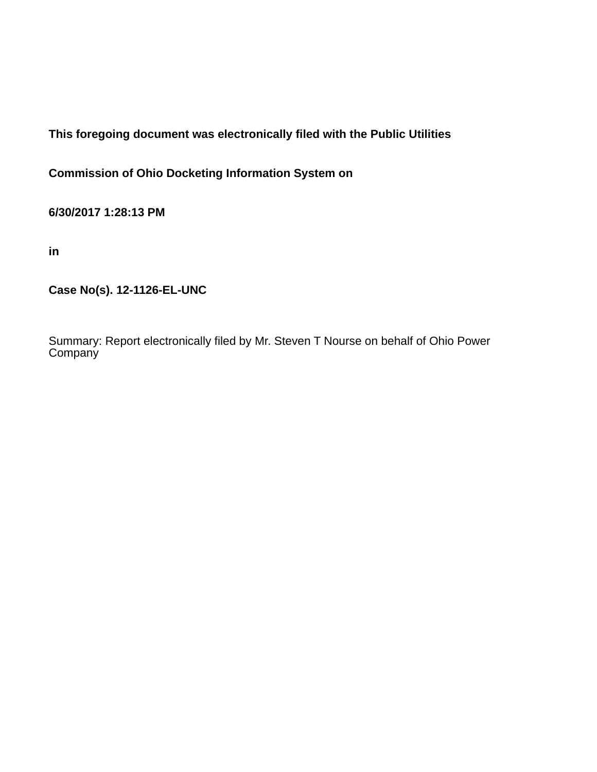**This foregoing document was electronically filed with the Public Utilities**

**Commission of Ohio Docketing Information System on**

**6/30/2017 1:28:13 PM**

**in**

**Case No(s). 12-1126-EL-UNC**

Summary: Report electronically filed by Mr. Steven T Nourse on behalf of Ohio Power Company